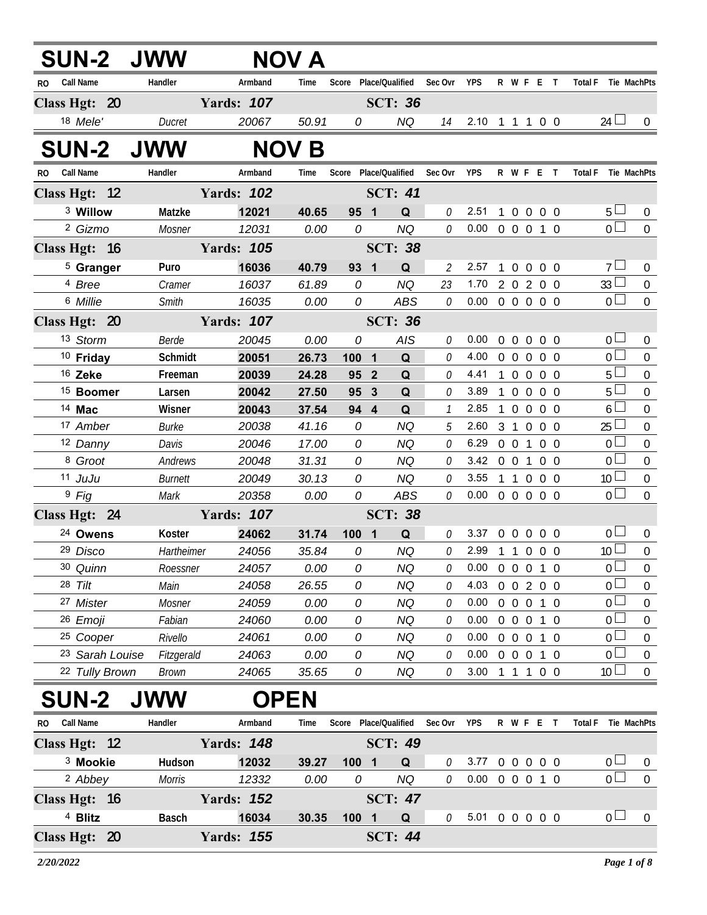## SUN-2 JWW NOV A

| RO | Call Name | Handler | Armband | Time | Score | Place/Qualified | | Sec Ovr | YPS | R | W | F | E | T | Total F | Tie | MachPts |
|---|---|---|---|---|---|---|---|---|---|---|---|---|---|---|---|---|---|
| **Class Hgt: 20** | | **Yards: 107** | | | | **SCT: 36** | | | | | | | | | | | |
| 18 | *Mele'* | *Ducret* | *20067* | *50.91* | *0* | | *NQ* | *14* | 2.10 | 1 | 1 | 1 | 0 | 0 | 24 | ☐ | 0 |

## SUN-2 JWW NOV B

| RO | Call Name | Handler | Armband | Time | Score | Place/Qualified | | Sec Ovr | YPS | R | W | F | E | T | Total F | Tie | MachPts |
|---|---|---|---|---|---|---|---|---|---|---|---|---|---|---|---|---|---|
| **Class Hgt: 12** | | **Yards: 102** | | | | **SCT: 41** | | | | | | | | | | | |
| 3 | **Willow** | **Matzke** | **12021** | **40.65** | **95** | **1** | **Q** | *0* | 2.51 | 1 | 0 | 0 | 0 | 0 | 5 | ☐ | 0 |
| 2 | *Gizmo* | *Mosner* | *12031* | *0.00* | *0* | | *NQ* | *0* | 0.00 | 0 | 0 | 0 | 1 | 0 | 0 | ☐ | 0 |
| **Class Hgt: 16** | | **Yards: 105** | | | | **SCT: 38** | | | | | | | | | | | |
| 5 | **Granger** | **Puro** | **16036** | **40.79** | **93** | **1** | **Q** | *2* | 2.57 | 1 | 0 | 0 | 0 | 0 | 7 | ☐ | 0 |
| 4 | *Bree* | *Cramer* | *16037* | *61.89* | *0* | | *NQ* | *23* | 1.70 | 2 | 0 | 2 | 0 | 0 | 33 | ☐ | 0 |
| 6 | *Millie* | *Smith* | *16035* | *0.00* | *0* | | *ABS* | *0* | 0.00 | 0 | 0 | 0 | 0 | 0 | 0 | ☐ | 0 |
| **Class Hgt: 20** | | **Yards: 107** | | | | **SCT: 36** | | | | | | | | | | | |
| 13 | *Storm* | *Berde* | *20045* | *0.00* | *0* | | *AIS* | *0* | 0.00 | 0 | 0 | 0 | 0 | 0 | 0 | ☐ | 0 |
| 10 | **Friday** | **Schmidt** | **20051** | **26.73** | **100** | **1** | **Q** | *0* | 4.00 | 0 | 0 | 0 | 0 | 0 | 0 | ☐ | 0 |
| 16 | **Zeke** | **Freeman** | **20039** | **24.28** | **95** | **2** | **Q** | *0* | 4.41 | 1 | 0 | 0 | 0 | 0 | 5 | ☐ | 0 |
| 15 | **Boomer** | **Larsen** | **20042** | **27.50** | **95** | **3** | **Q** | *0* | 3.89 | 1 | 0 | 0 | 0 | 0 | 5 | ☐ | 0 |
| 14 | **Mac** | **Wisner** | **20043** | **37.54** | **94** | **4** | **Q** | *1* | 2.85 | 1 | 0 | 0 | 0 | 0 | 6 | ☐ | 0 |
| 17 | *Amber* | *Burke* | *20038* | *41.16* | *0* | | *NQ* | *5* | 2.60 | 3 | 1 | 0 | 0 | 0 | 25 | ☐ | 0 |
| 12 | *Danny* | *Davis* | *20046* | *17.00* | *0* | | *NQ* | *0* | 6.29 | 0 | 0 | 1 | 0 | 0 | 0 | ☐ | 0 |
| 8 | *Groot* | *Andrews* | *20048* | *31.31* | *0* | | *NQ* | *0* | 3.42 | 0 | 0 | 1 | 0 | 0 | 0 | ☐ | 0 |
| 11 | *JuJu* | *Burnett* | *20049* | *30.13* | *0* | | *NQ* | *0* | 3.55 | 1 | 1 | 0 | 0 | 0 | 10 | ☐ | 0 |
| 9 | *Fig* | *Mark* | *20358* | *0.00* | *0* | | *ABS* | *0* | 0.00 | 0 | 0 | 0 | 0 | 0 | 0 | ☐ | 0 |
| **Class Hgt: 24** | | **Yards: 107** | | | | **SCT: 38** | | | | | | | | | | | |
| 24 | **Owens** | **Koster** | **24062** | **31.74** | **100** | **1** | **Q** | *0* | 3.37 | 0 | 0 | 0 | 0 | 0 | 0 | ☐ | 0 |
| 29 | *Disco* | *Hartheimer* | *24056* | *35.84* | *0* | | *NQ* | *0* | 2.99 | 1 | 1 | 0 | 0 | 0 | 10 | ☐ | 0 |
| 30 | *Quinn* | *Roessner* | *24057* | *0.00* | *0* | | *NQ* | *0* | 0.00 | 0 | 0 | 0 | 1 | 0 | 0 | ☐ | 0 |
| 28 | *Tilt* | *Main* | *24058* | *26.55* | *0* | | *NQ* | *0* | 4.03 | 0 | 0 | 2 | 0 | 0 | 0 | ☐ | 0 |
| 27 | *Mister* | *Mosner* | *24059* | *0.00* | *0* | | *NQ* | *0* | 0.00 | 0 | 0 | 0 | 1 | 0 | 0 | ☐ | 0 |
| 26 | *Emoji* | *Fabian* | *24060* | *0.00* | *0* | | *NQ* | *0* | 0.00 | 0 | 0 | 0 | 1 | 0 | 0 | ☐ | 0 |
| 25 | *Cooper* | *Rivello* | *24061* | *0.00* | *0* | | *NQ* | *0* | 0.00 | 0 | 0 | 0 | 1 | 0 | 0 | ☐ | 0 |
| 23 | *Sarah Louise* | *Fitzgerald* | *24063* | *0.00* | *0* | | *NQ* | *0* | 0.00 | 0 | 0 | 0 | 1 | 0 | 0 | ☐ | 0 |
| 22 | *Tully Brown* | *Brown* | *24065* | *35.65* | *0* | | *NQ* | *0* | 3.00 | 1 | 1 | 1 | 0 | 0 | 10 | ☐ | 0 |

## SUN-2 JWW OPEN

| RO | Call Name | Handler | Armband | Time | Score | Place/Qualified | | Sec Ovr | YPS | R | W | F | E | T | Total F | Tie | MachPts |
|---|---|---|---|---|---|---|---|---|---|---|---|---|---|---|---|---|---|
| **Class Hgt: 12** | | **Yards: 148** | | | | **SCT: 49** | | | | | | | | | | | |
| 3 | **Mookie** | **Hudson** | **12032** | **39.27** | **100** | **1** | **Q** | *0* | 3.77 | 0 | 0 | 0 | 0 | 0 | 0 | ☐ | 0 |
| 2 | *Abbey* | *Morris* | *12332* | *0.00* | *0* | | *NQ* | *0* | 0.00 | 0 | 0 | 0 | 1 | 0 | 0 | ☐ | 0 |
| **Class Hgt: 16** | | **Yards: 152** | | | | **SCT: 47** | | | | | | | | | | | |
| 4 | **Blitz** | **Basch** | **16034** | **30.35** | **100** | **1** | **Q** | *0* | 5.01 | 0 | 0 | 0 | 0 | 0 | 0 | ☐ | 0 |
| **Class Hgt: 20** | | **Yards: 155** | | | | **SCT: 44** | | | | | | | | | | | |

*2/20/2022*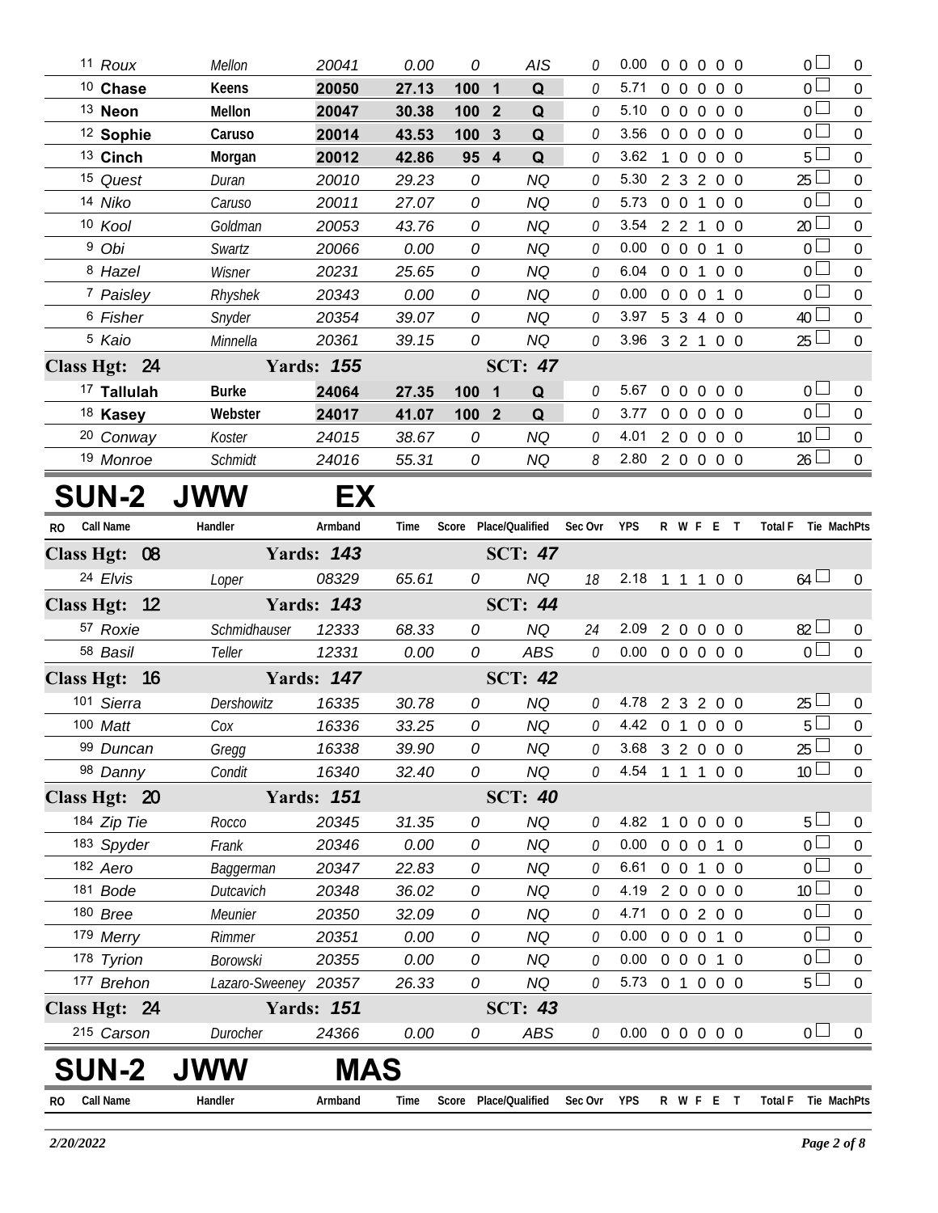| RO | Call Name | Handler | Armband | Time | Score | Place/Qualified | Sec Ovr | YPS | R | W | F | E | T | Total F | Tie | MachPts |
|---|---|---|---|---|---|---|---|---|---|---|---|---|---|---|---|---|
| 11 | Roux | Mellon | 20041 | 0.00 | 0 | AIS | 0 | 0.00 | 0 | 0 | 0 | 0 | 0 | 0 | | 0 |
| 10 | **Chase** | **Keens** | **20050** | **27.13** | **100** | **1 Q** | 0 | 5.71 | 0 | 0 | 0 | 0 | 0 | 0 | | 0 |
| 13 | **Neon** | **Mellon** | **20047** | **30.38** | **100** | **2 Q** | 0 | 5.10 | 0 | 0 | 0 | 0 | 0 | 0 | | 0 |
| 12 | **Sophie** | **Caruso** | **20014** | **43.53** | **100** | **3 Q** | 0 | 3.56 | 0 | 0 | 0 | 0 | 0 | 0 | | 0 |
| 13 | **Cinch** | **Morgan** | **20012** | **42.86** | **95** | **4 Q** | 0 | 3.62 | 1 | 0 | 0 | 0 | 0 | 5 | | 0 |
| 15 | Quest | Duran | 20010 | 29.23 | 0 | NQ | 0 | 5.30 | 2 | 3 | 2 | 0 | 0 | 25 | | 0 |
| 14 | Niko | Caruso | 20011 | 27.07 | 0 | NQ | 0 | 5.73 | 0 | 0 | 1 | 0 | 0 | 0 | | 0 |
| 10 | Kool | Goldman | 20053 | 43.76 | 0 | NQ | 0 | 3.54 | 2 | 2 | 1 | 0 | 0 | 20 | | 0 |
| 9 | Obi | Swartz | 20066 | 0.00 | 0 | NQ | 0 | 0.00 | 0 | 0 | 0 | 1 | 0 | 0 | | 0 |
| 8 | Hazel | Wisner | 20231 | 25.65 | 0 | NQ | 0 | 6.04 | 0 | 0 | 1 | 0 | 0 | 0 | | 0 |
| 7 | Paisley | Rhyshek | 20343 | 0.00 | 0 | NQ | 0 | 0.00 | 0 | 0 | 0 | 1 | 0 | 0 | | 0 |
| 6 | Fisher | Snyder | 20354 | 39.07 | 0 | NQ | 0 | 3.97 | 5 | 3 | 4 | 0 | 0 | 40 | | 0 |
| 5 | Kaio | Minnella | 20361 | 39.15 | 0 | NQ | 0 | 3.96 | 3 | 2 | 1 | 0 | 0 | 25 | | 0 |
| **Class Hgt: 24** | | **Yards: 155** | | | | **SCT: 47** | | | | | | | | | | |
| 17 | **Tallulah** | **Burke** | **24064** | **27.35** | **100** | **1 Q** | 0 | 5.67 | 0 | 0 | 0 | 0 | 0 | 0 | | 0 |
| 18 | **Kasey** | **Webster** | **24017** | **41.07** | **100** | **2 Q** | 0 | 3.77 | 0 | 0 | 0 | 0 | 0 | 0 | | 0 |
| 20 | Conway | Koster | 24015 | 38.67 | 0 | NQ | 0 | 4.01 | 2 | 0 | 0 | 0 | 0 | 10 | | 0 |
| 19 | Monroe | Schmidt | 24016 | 55.31 | 0 | NQ | 8 | 2.80 | 2 | 0 | 0 | 0 | 0 | 26 | | 0 |

# SUN-2 JWW EX

| RO | Call Name | Handler | Armband | Time | Score | Place/Qualified | Sec Ovr | YPS | R | W | F | E | T | Total F | Tie | MachPts |
|---|---|---|---|---|---|---|---|---|---|---|---|---|---|---|---|---|
| **Class Hgt: 08** | | **Yards: 143** | | | | **SCT: 47** | | | | | | | | | | |
| 24 | Elvis | Loper | 08329 | 65.61 | 0 | NQ | 18 | 2.18 | 1 | 1 | 1 | 0 | 0 | 64 | | 0 |
| **Class Hgt: 12** | | **Yards: 143** | | | | **SCT: 44** | | | | | | | | | | |
| 57 | Roxie | Schmidhauser | 12333 | 68.33 | 0 | NQ | 24 | 2.09 | 2 | 0 | 0 | 0 | 0 | 82 | | 0 |
| 58 | Basil | Teller | 12331 | 0.00 | 0 | ABS | 0 | 0.00 | 0 | 0 | 0 | 0 | 0 | 0 | | 0 |
| **Class Hgt: 16** | | **Yards: 147** | | | | **SCT: 42** | | | | | | | | | | |
| 101 | Sierra | Dershowitz | 16335 | 30.78 | 0 | NQ | 0 | 4.78 | 2 | 3 | 2 | 0 | 0 | 25 | | 0 |
| 100 | Matt | Cox | 16336 | 33.25 | 0 | NQ | 0 | 4.42 | 0 | 1 | 0 | 0 | 0 | 5 | | 0 |
| 99 | Duncan | Gregg | 16338 | 39.90 | 0 | NQ | 0 | 3.68 | 3 | 2 | 0 | 0 | 0 | 25 | | 0 |
| 98 | Danny | Condit | 16340 | 32.40 | 0 | NQ | 0 | 4.54 | 1 | 1 | 1 | 0 | 0 | 10 | | 0 |
| **Class Hgt: 20** | | **Yards: 151** | | | | **SCT: 40** | | | | | | | | | | |
| 184 | Zip Tie | Rocco | 20345 | 31.35 | 0 | NQ | 0 | 4.82 | 1 | 0 | 0 | 0 | 0 | 5 | | 0 |
| 183 | Spyder | Frank | 20346 | 0.00 | 0 | NQ | 0 | 0.00 | 0 | 0 | 0 | 1 | 0 | 0 | | 0 |
| 182 | Aero | Baggerman | 20347 | 22.83 | 0 | NQ | 0 | 6.61 | 0 | 0 | 1 | 0 | 0 | 0 | | 0 |
| 181 | Bode | Dutcavich | 20348 | 36.02 | 0 | NQ | 0 | 4.19 | 2 | 0 | 0 | 0 | 0 | 10 | | 0 |
| 180 | Bree | Meunier | 20350 | 32.09 | 0 | NQ | 0 | 4.71 | 0 | 0 | 2 | 0 | 0 | 0 | | 0 |
| 179 | Merry | Rimmer | 20351 | 0.00 | 0 | NQ | 0 | 0.00 | 0 | 0 | 0 | 1 | 0 | 0 | | 0 |
| 178 | Tyrion | Borowski | 20355 | 0.00 | 0 | NQ | 0 | 0.00 | 0 | 0 | 0 | 1 | 0 | 0 | | 0 |
| 177 | Brehon | Lazaro-Sweeney | 20357 | 26.33 | 0 | NQ | 0 | 5.73 | 0 | 1 | 0 | 0 | 0 | 5 | | 0 |
| **Class Hgt: 24** | | **Yards: 151** | | | | **SCT: 43** | | | | | | | | | | |
| 215 | Carson | Durocher | 24366 | 0.00 | 0 | ABS | 0 | 0.00 | 0 | 0 | 0 | 0 | 0 | 0 | | 0 |

# SUN-2 JWW MAS

| RO | Call Name | Handler | Armband | Time | Score | Place/Qualified | Sec Ovr | YPS | R | W | F | E | T | Total F | Tie | MachPts |
|---|---|---|---|---|---|---|---|---|---|---|---|---|---|---|---|---|

2/20/2022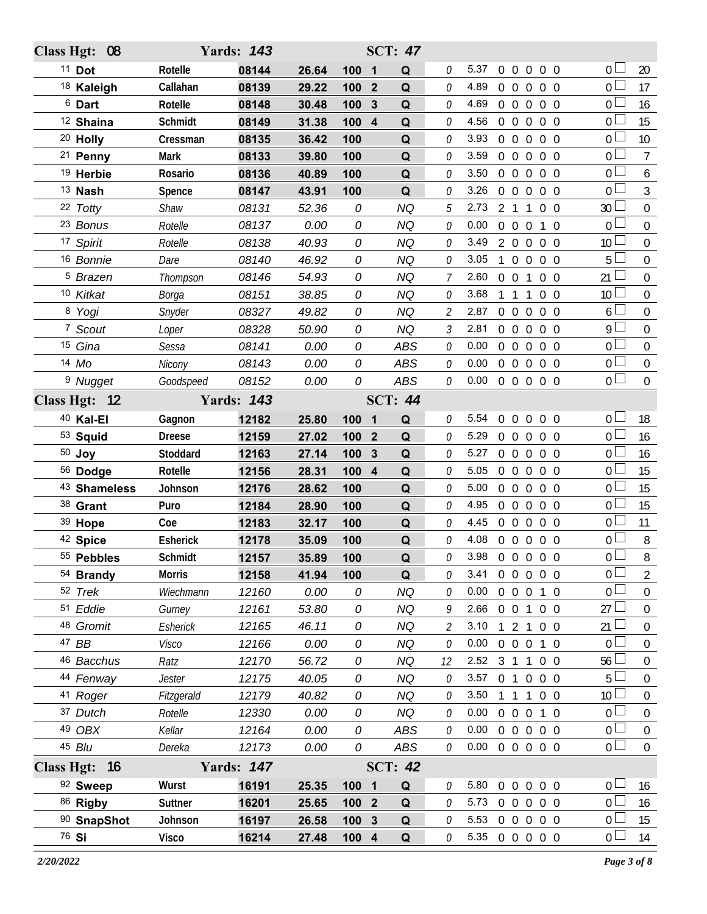| Class Hgt: 08 | | Yards: 143 | | | | SCT: 47 | | | | | |
|---|---|---|---|---|---|---|---|---|---|---|---|
| 11 **Dot** | **Rotelle** | **08144** | **26.64** | **100** | **1** | **Q** | 0 | 5.37 | 0 0 0 0 0 | 0 | 20 |
| 18 **Kaleigh** | **Callahan** | **08139** | **29.22** | **100** | **2** | **Q** | 0 | 4.89 | 0 0 0 0 0 | 0 | 17 |
| 6 **Dart** | **Rotelle** | **08148** | **30.48** | **100** | **3** | **Q** | 0 | 4.69 | 0 0 0 0 0 | 0 | 16 |
| 12 **Shaina** | **Schmidt** | **08149** | **31.38** | **100** | **4** | **Q** | 0 | 4.56 | 0 0 0 0 0 | 0 | 15 |
| 20 **Holly** | **Cressman** | **08135** | **36.42** | **100** | | **Q** | 0 | 3.93 | 0 0 0 0 0 | 0 | 10 |
| 21 **Penny** | **Mark** | **08133** | **39.80** | **100** | | **Q** | 0 | 3.59 | 0 0 0 0 0 | 0 | 7 |
| 19 **Herbie** | **Rosario** | **08136** | **40.89** | **100** | | **Q** | 0 | 3.50 | 0 0 0 0 0 | 0 | 6 |
| 13 **Nash** | **Spence** | **08147** | **43.91** | **100** | | **Q** | 0 | 3.26 | 0 0 0 0 0 | 0 | 3 |
| 22 *Totty* | *Shaw* | *08131* | *52.36* | *0* | | *NQ* | 5 | 2.73 | 2 1 1 0 0 | 30 | 0 |
| 23 *Bonus* | *Rotelle* | *08137* | *0.00* | *0* | | *NQ* | 0 | 0.00 | 0 0 0 1 0 | 0 | 0 |
| 17 *Spirit* | *Rotelle* | *08138* | *40.93* | *0* | | *NQ* | 0 | 3.49 | 2 0 0 0 0 | 10 | 0 |
| 16 *Bonnie* | *Dare* | *08140* | *46.92* | *0* | | *NQ* | 0 | 3.05 | 1 0 0 0 0 | 5 | 0 |
| 5 *Brazen* | *Thompson* | *08146* | *54.93* | *0* | | *NQ* | 7 | 2.60 | 0 0 1 0 0 | 21 | 0 |
| 10 *Kitkat* | *Borga* | *08151* | *38.85* | *0* | | *NQ* | 0 | 3.68 | 1 1 1 0 0 | 10 | 0 |
| 8 *Yogi* | *Snyder* | *08327* | *49.82* | *0* | | *NQ* | 2 | 2.87 | 0 0 0 0 0 | 6 | 0 |
| 7 *Scout* | *Loper* | *08328* | *50.90* | *0* | | *NQ* | 3 | 2.81 | 0 0 0 0 0 | 9 | 0 |
| 15 *Gina* | *Sessa* | *08141* | *0.00* | *0* | | *ABS* | 0 | 0.00 | 0 0 0 0 0 | 0 | 0 |
| 14 *Mo* | *Nicony* | *08143* | *0.00* | *0* | | *ABS* | 0 | 0.00 | 0 0 0 0 0 | 0 | 0 |
| 9 *Nugget* | *Goodspeed* | *08152* | *0.00* | *0* | | *ABS* | 0 | 0.00 | 0 0 0 0 0 | 0 | 0 |

| Class Hgt: 12 | | Yards: 143 | | | | SCT: 44 | | | | | |
|---|---|---|---|---|---|---|---|---|---|---|---|
| 40 **Kal-El** | **Gagnon** | **12182** | **25.80** | **100** | **1** | **Q** | 0 | 5.54 | 0 0 0 0 0 | 0 | 18 |
| 53 **Squid** | **Dreese** | **12159** | **27.02** | **100** | **2** | **Q** | 0 | 5.29 | 0 0 0 0 0 | 0 | 16 |
| 50 **Joy** | **Stoddard** | **12163** | **27.14** | **100** | **3** | **Q** | 0 | 5.27 | 0 0 0 0 0 | 0 | 16 |
| 56 **Dodge** | **Rotelle** | **12156** | **28.31** | **100** | **4** | **Q** | 0 | 5.05 | 0 0 0 0 0 | 0 | 15 |
| 43 **Shameless** | **Johnson** | **12176** | **28.62** | **100** | | **Q** | 0 | 5.00 | 0 0 0 0 0 | 0 | 15 |
| 38 **Grant** | **Puro** | **12184** | **28.90** | **100** | | **Q** | 0 | 4.95 | 0 0 0 0 0 | 0 | 15 |
| 39 **Hope** | **Coe** | **12183** | **32.17** | **100** | | **Q** | 0 | 4.45 | 0 0 0 0 0 | 0 | 11 |
| 42 **Spice** | **Esherick** | **12178** | **35.09** | **100** | | **Q** | 0 | 4.08 | 0 0 0 0 0 | 0 | 8 |
| 55 **Pebbles** | **Schmidt** | **12157** | **35.89** | **100** | | **Q** | 0 | 3.98 | 0 0 0 0 0 | 0 | 8 |
| 54 **Brandy** | **Morris** | **12158** | **41.94** | **100** | | **Q** | 0 | 3.41 | 0 0 0 0 0 | 0 | 2 |
| 52 *Trek* | *Wiechmann* | *12160* | *0.00* | *0* | | *NQ* | 0 | 0.00 | 0 0 0 1 0 | 0 | 0 |
| 51 *Eddie* | *Gurney* | *12161* | *53.80* | *0* | | *NQ* | 9 | 2.66 | 0 0 1 0 0 | 27 | 0 |
| 48 *Gromit* | *Esherick* | *12165* | *46.11* | *0* | | *NQ* | 2 | 3.10 | 1 2 1 0 0 | 21 | 0 |
| 47 *BB* | *Visco* | *12166* | *0.00* | *0* | | *NQ* | 0 | 0.00 | 0 0 0 1 0 | 0 | 0 |
| 46 *Bacchus* | *Ratz* | *12170* | *56.72* | *0* | | *NQ* | 12 | 2.52 | 3 1 1 0 0 | 56 | 0 |
| 44 *Fenway* | *Jester* | *12175* | *40.05* | *0* | | *NQ* | 0 | 3.57 | 0 1 0 0 0 | 5 | 0 |
| 41 *Roger* | *Fitzgerald* | *12179* | *40.82* | *0* | | *NQ* | 0 | 3.50 | 1 1 1 0 0 | 10 | 0 |
| 37 *Dutch* | *Rotelle* | *12330* | *0.00* | *0* | | *NQ* | 0 | 0.00 | 0 0 0 1 0 | 0 | 0 |
| 49 *OBX* | *Kellar* | *12164* | *0.00* | *0* | | *ABS* | 0 | 0.00 | 0 0 0 0 0 | 0 | 0 |
| 45 *Blu* | *Dereka* | *12173* | *0.00* | *0* | | *ABS* | 0 | 0.00 | 0 0 0 0 0 | 0 | 0 |

| Class Hgt: 16 | | Yards: 147 | | | | SCT: 42 | | | | | |
|---|---|---|---|---|---|---|---|---|---|---|---|
| 92 **Sweep** | **Wurst** | **16191** | **25.35** | **100** | **1** | **Q** | 0 | 5.80 | 0 0 0 0 0 | 0 | 16 |
| 86 **Rigby** | **Suttner** | **16201** | **25.65** | **100** | **2** | **Q** | 0 | 5.73 | 0 0 0 0 0 | 0 | 16 |
| 90 **SnapShot** | **Johnson** | **16197** | **26.58** | **100** | **3** | **Q** | 0 | 5.53 | 0 0 0 0 0 | 0 | 15 |
| 76 **Si** | **Visco** | **16214** | **27.48** | **100** | **4** | **Q** | 0 | 5.35 | 0 0 0 0 0 | 0 | 14 |

*2/20/2022*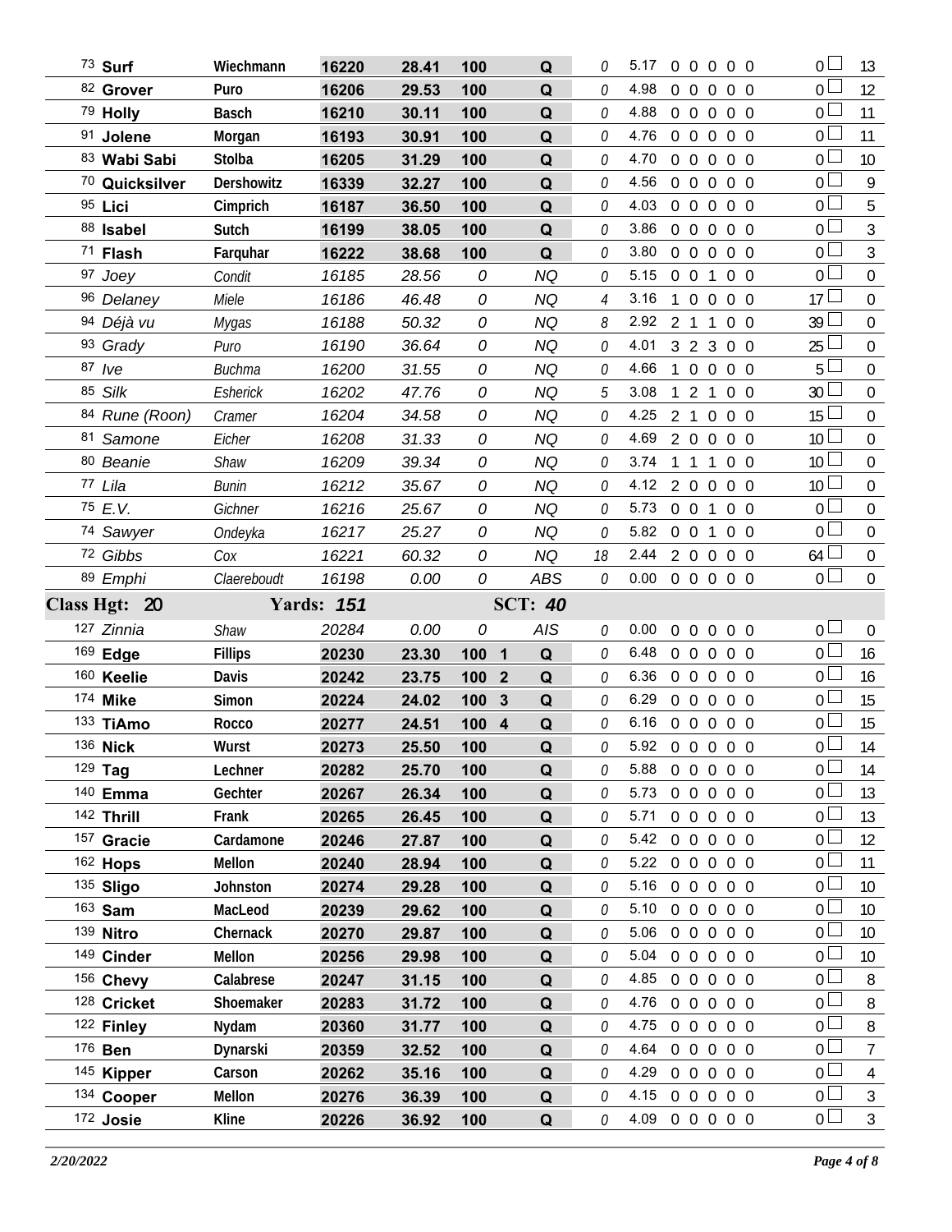| | | | | | | | | | | | |
|---|---|---|---|---|---|---|---|---|---|---|---|
| 73 **Surf** | **Wiechmann** | **16220** | **28.41** | **100** | | **Q** | 0 | 5.17 | 0 0 0 0 0 | 0 | 13 |
| 82 **Grover** | **Puro** | **16206** | **29.53** | **100** | | **Q** | 0 | 4.98 | 0 0 0 0 0 | 0 | 12 |
| 79 **Holly** | **Basch** | **16210** | **30.11** | **100** | | **Q** | 0 | 4.88 | 0 0 0 0 0 | 0 | 11 |
| 91 **Jolene** | **Morgan** | **16193** | **30.91** | **100** | | **Q** | 0 | 4.76 | 0 0 0 0 0 | 0 | 11 |
| 83 **Wabi Sabi** | **Stolba** | **16205** | **31.29** | **100** | | **Q** | 0 | 4.70 | 0 0 0 0 0 | 0 | 10 |
| 70 **Quicksilver** | **Dershowitz** | **16339** | **32.27** | **100** | | **Q** | 0 | 4.56 | 0 0 0 0 0 | 0 | 9 |
| 95 **Lici** | **Cimprich** | **16187** | **36.50** | **100** | | **Q** | 0 | 4.03 | 0 0 0 0 0 | 0 | 5 |
| 88 **Isabel** | **Sutch** | **16199** | **38.05** | **100** | | **Q** | 0 | 3.86 | 0 0 0 0 0 | 0 | 3 |
| 71 **Flash** | **Farquhar** | **16222** | **38.68** | **100** | | **Q** | 0 | 3.80 | 0 0 0 0 0 | 0 | 3 |
| 97 *Joey* | *Condit* | *16185* | *28.56* | *0* | | *NQ* | 0 | 5.15 | 0 0 1 0 0 | 0 | 0 |
| 96 *Delaney* | *Miele* | *16186* | *46.48* | *0* | | *NQ* | 4 | 3.16 | 1 0 0 0 0 | 17 | 0 |
| 94 *Déjà vu* | *Mygas* | *16188* | *50.32* | *0* | | *NQ* | 8 | 2.92 | 2 1 1 0 0 | 39 | 0 |
| 93 *Grady* | *Puro* | *16190* | *36.64* | *0* | | *NQ* | 0 | 4.01 | 3 2 3 0 0 | 25 | 0 |
| 87 *Ive* | *Buchma* | *16200* | *31.55* | *0* | | *NQ* | 0 | 4.66 | 1 0 0 0 0 | 5 | 0 |
| 85 *Silk* | *Esherick* | *16202* | *47.76* | *0* | | *NQ* | 5 | 3.08 | 1 2 1 0 0 | 30 | 0 |
| 84 *Rune (Roon)* | *Cramer* | *16204* | *34.58* | *0* | | *NQ* | 0 | 4.25 | 2 1 0 0 0 | 15 | 0 |
| 81 *Samone* | *Eicher* | *16208* | *31.33* | *0* | | *NQ* | 0 | 4.69 | 2 0 0 0 0 | 10 | 0 |
| 80 *Beanie* | *Shaw* | *16209* | *39.34* | *0* | | *NQ* | 0 | 3.74 | 1 1 1 0 0 | 10 | 0 |
| 77 *Lila* | *Bunin* | *16212* | *35.67* | *0* | | *NQ* | 0 | 4.12 | 2 0 0 0 0 | 10 | 0 |
| 75 *E.V.* | *Gichner* | *16216* | *25.67* | *0* | | *NQ* | 0 | 5.73 | 0 0 1 0 0 | 0 | 0 |
| 74 *Sawyer* | *Ondeyka* | *16217* | *25.27* | *0* | | *NQ* | 0 | 5.82 | 0 0 1 0 0 | 0 | 0 |
| 72 *Gibbs* | *Cox* | *16221* | *60.32* | *0* | | *NQ* | 18 | 2.44 | 2 0 0 0 0 | 64 | 0 |
| 89 *Emphi* | *Claereboudt* | *16198* | *0.00* | *0* | | *ABS* | 0 | 0.00 | 0 0 0 0 0 | 0 | 0 |
| **Class Hgt: 20** | | **Yards: *151*** | | | | **SCT: *40*** | | | | | |
| 127 *Zinnia* | *Shaw* | *20284* | *0.00* | *0* | | *AIS* | 0 | 0.00 | 0 0 0 0 0 | 0 | 0 |
| 169 **Edge** | **Fillips** | **20230** | **23.30** | **100** | **1** | **Q** | 0 | 6.48 | 0 0 0 0 0 | 0 | 16 |
| 160 **Keelie** | **Davis** | **20242** | **23.75** | **100** | **2** | **Q** | 0 | 6.36 | 0 0 0 0 0 | 0 | 16 |
| 174 **Mike** | **Simon** | **20224** | **24.02** | **100** | **3** | **Q** | 0 | 6.29 | 0 0 0 0 0 | 0 | 15 |
| 133 **TiAmo** | **Rocco** | **20277** | **24.51** | **100** | **4** | **Q** | 0 | 6.16 | 0 0 0 0 0 | 0 | 15 |
| 136 **Nick** | **Wurst** | **20273** | **25.50** | **100** | | **Q** | 0 | 5.92 | 0 0 0 0 0 | 0 | 14 |
| 129 **Tag** | **Lechner** | **20282** | **25.70** | **100** | | **Q** | 0 | 5.88 | 0 0 0 0 0 | 0 | 14 |
| 140 **Emma** | **Gechter** | **20267** | **26.34** | **100** | | **Q** | 0 | 5.73 | 0 0 0 0 0 | 0 | 13 |
| 142 **Thrill** | **Frank** | **20265** | **26.45** | **100** | | **Q** | 0 | 5.71 | 0 0 0 0 0 | 0 | 13 |
| 157 **Gracie** | **Cardamone** | **20246** | **27.87** | **100** | | **Q** | 0 | 5.42 | 0 0 0 0 0 | 0 | 12 |
| 162 **Hops** | **Mellon** | **20240** | **28.94** | **100** | | **Q** | 0 | 5.22 | 0 0 0 0 0 | 0 | 11 |
| 135 **Sligo** | **Johnston** | **20274** | **29.28** | **100** | | **Q** | 0 | 5.16 | 0 0 0 0 0 | 0 | 10 |
| 163 **Sam** | **MacLeod** | **20239** | **29.62** | **100** | | **Q** | 0 | 5.10 | 0 0 0 0 0 | 0 | 10 |
| 139 **Nitro** | **Chernack** | **20270** | **29.87** | **100** | | **Q** | 0 | 5.06 | 0 0 0 0 0 | 0 | 10 |
| 149 **Cinder** | **Mellon** | **20256** | **29.98** | **100** | | **Q** | 0 | 5.04 | 0 0 0 0 0 | 0 | 10 |
| 156 **Chevy** | **Calabrese** | **20247** | **31.15** | **100** | | **Q** | 0 | 4.85 | 0 0 0 0 0 | 0 | 8 |
| 128 **Cricket** | **Shoemaker** | **20283** | **31.72** | **100** | | **Q** | 0 | 4.76 | 0 0 0 0 0 | 0 | 8 |
| 122 **Finley** | **Nydam** | **20360** | **31.77** | **100** | | **Q** | 0 | 4.75 | 0 0 0 0 0 | 0 | 8 |
| 176 **Ben** | **Dynarski** | **20359** | **32.52** | **100** | | **Q** | 0 | 4.64 | 0 0 0 0 0 | 0 | 7 |
| 145 **Kipper** | **Carson** | **20262** | **35.16** | **100** | | **Q** | 0 | 4.29 | 0 0 0 0 0 | 0 | 4 |
| 134 **Cooper** | **Mellon** | **20276** | **36.39** | **100** | | **Q** | 0 | 4.15 | 0 0 0 0 0 | 0 | 3 |
| 172 **Josie** | **Kline** | **20226** | **36.92** | **100** | | **Q** | 0 | 4.09 | 0 0 0 0 0 | 0 | 3 |

*2/20/2022*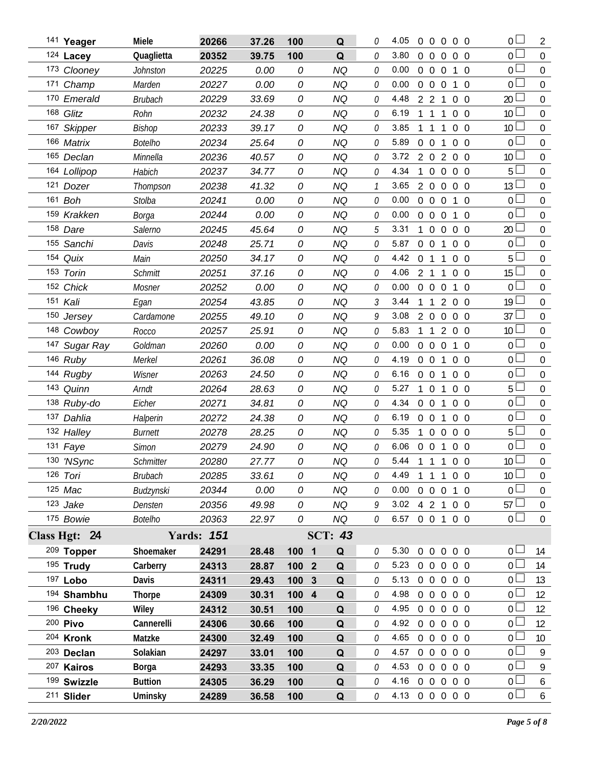| | | | | | | | | | | | | | | | | |
|---|---|---|---|---|---|---|---|---|---|---|---|---|---|---|---|---|
| 141 **Yeager** | **Miele** | **20266** | **37.26** | **100** | | **Q** | 0 | 4.05 | 0 | 0 | 0 | 0 | 0 | 0 | ☐ | 2 |
| 124 **Lacey** | **Quaglietta** | **20352** | **39.75** | **100** | | **Q** | 0 | 3.80 | 0 | 0 | 0 | 0 | 0 | 0 | ☐ | 0 |
| 173 *Clooney* | *Johnston* | *20225* | *0.00* | *0* | | *NQ* | 0 | 0.00 | 0 | 0 | 0 | 1 | 0 | 0 | ☐ | 0 |
| 171 *Champ* | *Marden* | *20227* | *0.00* | *0* | | *NQ* | 0 | 0.00 | 0 | 0 | 0 | 1 | 0 | 0 | ☐ | 0 |
| 170 *Emerald* | *Brubach* | *20229* | *33.69* | *0* | | *NQ* | 0 | 4.48 | 2 | 2 | 1 | 0 | 0 | 20 | ☐ | 0 |
| 168 *Glitz* | *Rohn* | *20232* | *24.38* | *0* | | *NQ* | 0 | 6.19 | 1 | 1 | 1 | 0 | 0 | 10 | ☐ | 0 |
| 167 *Skipper* | *Bishop* | *20233* | *39.17* | *0* | | *NQ* | 0 | 3.85 | 1 | 1 | 1 | 0 | 0 | 10 | ☐ | 0 |
| 166 *Matrix* | *Botelho* | *20234* | *25.64* | *0* | | *NQ* | 0 | 5.89 | 0 | 0 | 1 | 0 | 0 | 0 | ☐ | 0 |
| 165 *Declan* | *Minnella* | *20236* | *40.57* | *0* | | *NQ* | 0 | 3.72 | 2 | 0 | 2 | 0 | 0 | 10 | ☐ | 0 |
| 164 *Lollipop* | *Habich* | *20237* | *34.77* | *0* | | *NQ* | 0 | 4.34 | 1 | 0 | 0 | 0 | 0 | 5 | ☐ | 0 |
| 121 *Dozer* | *Thompson* | *20238* | *41.32* | *0* | | *NQ* | 1 | 3.65 | 2 | 0 | 0 | 0 | 0 | 13 | ☐ | 0 |
| 161 *Boh* | *Stolba* | *20241* | *0.00* | *0* | | *NQ* | 0 | 0.00 | 0 | 0 | 0 | 1 | 0 | 0 | ☐ | 0 |
| 159 *Krakken* | *Borga* | *20244* | *0.00* | *0* | | *NQ* | 0 | 0.00 | 0 | 0 | 0 | 1 | 0 | 0 | ☐ | 0 |
| 158 *Dare* | *Salerno* | *20245* | *45.64* | *0* | | *NQ* | 5 | 3.31 | 1 | 0 | 0 | 0 | 0 | 20 | ☐ | 0 |
| 155 *Sanchi* | *Davis* | *20248* | *25.71* | *0* | | *NQ* | 0 | 5.87 | 0 | 0 | 1 | 0 | 0 | 0 | ☐ | 0 |
| 154 *Quix* | *Main* | *20250* | *34.17* | *0* | | *NQ* | 0 | 4.42 | 0 | 1 | 1 | 0 | 0 | 5 | ☐ | 0 |
| 153 *Torin* | *Schmitt* | *20251* | *37.16* | *0* | | *NQ* | 0 | 4.06 | 2 | 1 | 1 | 0 | 0 | 15 | ☐ | 0 |
| 152 *Chick* | *Mosner* | *20252* | *0.00* | *0* | | *NQ* | 0 | 0.00 | 0 | 0 | 0 | 1 | 0 | 0 | ☐ | 0 |
| 151 *Kali* | *Egan* | *20254* | *43.85* | *0* | | *NQ* | 3 | 3.44 | 1 | 1 | 2 | 0 | 0 | 19 | ☐ | 0 |
| 150 *Jersey* | *Cardamone* | *20255* | *49.10* | *0* | | *NQ* | 9 | 3.08 | 2 | 0 | 0 | 0 | 0 | 37 | ☐ | 0 |
| 148 *Cowboy* | *Rocco* | *20257* | *25.91* | *0* | | *NQ* | 0 | 5.83 | 1 | 1 | 2 | 0 | 0 | 10 | ☐ | 0 |
| 147 *Sugar Ray* | *Goldman* | *20260* | *0.00* | *0* | | *NQ* | 0 | 0.00 | 0 | 0 | 0 | 1 | 0 | 0 | ☐ | 0 |
| 146 *Ruby* | *Merkel* | *20261* | *36.08* | *0* | | *NQ* | 0 | 4.19 | 0 | 0 | 1 | 0 | 0 | 0 | ☐ | 0 |
| 144 *Rugby* | *Wisner* | *20263* | *24.50* | *0* | | *NQ* | 0 | 6.16 | 0 | 0 | 1 | 0 | 0 | 0 | ☐ | 0 |
| 143 *Quinn* | *Arndt* | *20264* | *28.63* | *0* | | *NQ* | 0 | 5.27 | 1 | 0 | 1 | 0 | 0 | 5 | ☐ | 0 |
| 138 *Ruby-do* | *Eicher* | *20271* | *34.81* | *0* | | *NQ* | 0 | 4.34 | 0 | 0 | 1 | 0 | 0 | 0 | ☐ | 0 |
| 137 *Dahlia* | *Halperin* | *20272* | *24.38* | *0* | | *NQ* | 0 | 6.19 | 0 | 0 | 1 | 0 | 0 | 0 | ☐ | 0 |
| 132 *Halley* | *Burnett* | *20278* | *28.25* | *0* | | *NQ* | 0 | 5.35 | 1 | 0 | 0 | 0 | 0 | 5 | ☐ | 0 |
| 131 *Faye* | *Simon* | *20279* | *24.90* | *0* | | *NQ* | 0 | 6.06 | 0 | 0 | 1 | 0 | 0 | 0 | ☐ | 0 |
| 130 *'NSync* | *Schmitter* | *20280* | *27.77* | *0* | | *NQ* | 0 | 5.44 | 1 | 1 | 1 | 0 | 0 | 10 | ☐ | 0 |
| 126 *Tori* | *Brubach* | *20285* | *33.61* | *0* | | *NQ* | 0 | 4.49 | 1 | 1 | 1 | 0 | 0 | 10 | ☐ | 0 |
| 125 *Mac* | *Budzynski* | *20344* | *0.00* | *0* | | *NQ* | 0 | 0.00 | 0 | 0 | 0 | 1 | 0 | 0 | ☐ | 0 |
| 123 *Jake* | *Densten* | *20356* | *49.98* | *0* | | *NQ* | 9 | 3.02 | 4 | 2 | 1 | 0 | 0 | 57 | ☐ | 0 |
| 175 *Bowie* | *Botelho* | *20363* | *22.97* | *0* | | *NQ* | 0 | 6.57 | 0 | 0 | 1 | 0 | 0 | 0 | ☐ | 0 |
| **Class Hgt: 24** | | **Yards: 151** | | | | **SCT: 43** | | | | | | | | | | |
| 209 **Topper** | **Shoemaker** | **24291** | **28.48** | **100** | **1** | **Q** | 0 | 5.30 | 0 | 0 | 0 | 0 | 0 | 0 | ☐ | 14 |
| 195 **Trudy** | **Carberry** | **24313** | **28.87** | **100** | **2** | **Q** | 0 | 5.23 | 0 | 0 | 0 | 0 | 0 | 0 | ☐ | 14 |
| 197 **Lobo** | **Davis** | **24311** | **29.43** | **100** | **3** | **Q** | 0 | 5.13 | 0 | 0 | 0 | 0 | 0 | 0 | ☐ | 13 |
| 194 **Shambhu** | **Thorpe** | **24309** | **30.31** | **100** | **4** | **Q** | 0 | 4.98 | 0 | 0 | 0 | 0 | 0 | 0 | ☐ | 12 |
| 196 **Cheeky** | **Wiley** | **24312** | **30.51** | **100** | | **Q** | 0 | 4.95 | 0 | 0 | 0 | 0 | 0 | 0 | ☐ | 12 |
| 200 **Pivo** | **Cannerelli** | **24306** | **30.66** | **100** | | **Q** | 0 | 4.92 | 0 | 0 | 0 | 0 | 0 | 0 | ☐ | 12 |
| 204 **Kronk** | **Matzke** | **24300** | **32.49** | **100** | | **Q** | 0 | 4.65 | 0 | 0 | 0 | 0 | 0 | 0 | ☐ | 10 |
| 203 **Declan** | **Solakian** | **24297** | **33.01** | **100** | | **Q** | 0 | 4.57 | 0 | 0 | 0 | 0 | 0 | 0 | ☐ | 9 |
| 207 **Kairos** | **Borga** | **24293** | **33.35** | **100** | | **Q** | 0 | 4.53 | 0 | 0 | 0 | 0 | 0 | 0 | ☐ | 9 |
| 199 **Swizzle** | **Buttion** | **24305** | **36.29** | **100** | | **Q** | 0 | 4.16 | 0 | 0 | 0 | 0 | 0 | 0 | ☐ | 6 |
| 211 **Slider** | **Uminsky** | **24289** | **36.58** | **100** | | **Q** | 0 | 4.13 | 0 | 0 | 0 | 0 | 0 | 0 | ☐ | 6 |

*2/20/2022*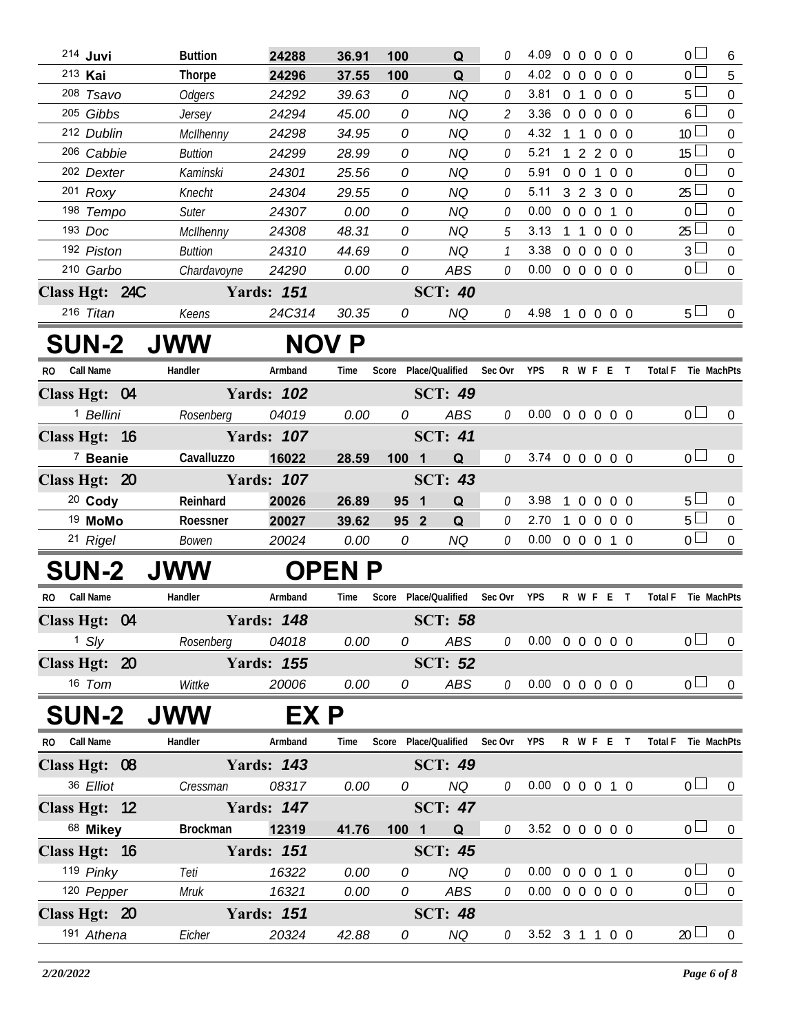| RO | Call Name | Handler | Armband | Time | Score | Place/Qualified | Sec Ovr | YPS | R | W | F | E | T | Total F | Tie | MachPts |
|---|---|---|---|---|---|---|---|---|---|---|---|---|---|---|---|---|
| 214 | **Juvi** | **Buttion** | **24288** | **36.91** | **100** | **Q** | 0 | 4.09 | 0 | 0 | 0 | 0 | 0 | 0 | ☐ | 6 |
| 213 | **Kai** | **Thorpe** | **24296** | **37.55** | **100** | **Q** | 0 | 4.02 | 0 | 0 | 0 | 0 | 0 | 0 | ☐ | 5 |
| 208 | *Tsavo* | *Odgers* | *24292* | *39.63* | *0* | *NQ* | *0* | 3.81 | 0 | 1 | 0 | 0 | 0 | 5 | ☐ | 0 |
| 205 | *Gibbs* | *Jersey* | *24294* | *45.00* | *0* | *NQ* | *2* | 3.36 | 0 | 0 | 0 | 0 | 0 | 6 | ☐ | 0 |
| 212 | *Dublin* | *McIlhenny* | *24298* | *34.95* | *0* | *NQ* | *0* | 4.32 | 1 | 1 | 0 | 0 | 0 | 10 | ☐ | 0 |
| 206 | *Cabbie* | *Buttion* | *24299* | *28.99* | *0* | *NQ* | *0* | 5.21 | 1 | 2 | 2 | 0 | 0 | 15 | ☐ | 0 |
| 202 | *Dexter* | *Kaminski* | *24301* | *25.56* | *0* | *NQ* | *0* | 5.91 | 0 | 0 | 1 | 0 | 0 | 0 | ☐ | 0 |
| 201 | *Roxy* | *Knecht* | *24304* | *29.55* | *0* | *NQ* | *0* | 5.11 | 3 | 2 | 3 | 0 | 0 | 25 | ☐ | 0 |
| 198 | *Tempo* | *Suter* | *24307* | *0.00* | *0* | *NQ* | *0* | 0.00 | 0 | 0 | 0 | 1 | 0 | 0 | ☐ | 0 |
| 193 | *Doc* | *McIlhenny* | *24308* | *48.31* | *0* | *NQ* | *5* | 3.13 | 1 | 1 | 0 | 0 | 0 | 25 | ☐ | 0 |
| 192 | *Piston* | *Buttion* | *24310* | *44.69* | *0* | *NQ* | *1* | 3.38 | 0 | 0 | 0 | 0 | 0 | 3 | ☐ | 0 |
| 210 | *Garbo* | *Chardavoyne* | *24290* | *0.00* | *0* | *ABS* | *0* | 0.00 | 0 | 0 | 0 | 0 | 0 | 0 | ☐ | 0 |
| **Class Hgt: 24C** | | **Yards: 151** | | | | **SCT: 40** | | | | | | | | | | |
| 216 | *Titan* | *Keens* | *24C314* | *30.35* | *0* | *NQ* | *0* | 4.98 | 1 | 0 | 0 | 0 | 0 | 5 | ☐ | 0 |

# SUN-2 JWW NOV P

| RO | Call Name | Handler | Armband | Time | Score | Place/Qualified | Sec Ovr | YPS | R | W | F | E | T | Total F | Tie | MachPts |
|---|---|---|---|---|---|---|---|---|---|---|---|---|---|---|---|---|
| **Class Hgt: 04** | | **Yards: 102** | | | | **SCT: 49** | | | | | | | | | | |
| 1 | *Bellini* | *Rosenberg* | *04019* | *0.00* | *0* | *ABS* | *0* | 0.00 | 0 | 0 | 0 | 0 | 0 | 0 | ☐ | 0 |
| **Class Hgt: 16** | | **Yards: 107** | | | | **SCT: 41** | | | | | | | | | | |
| 7 | **Beanie** | **Cavalluzzo** | **16022** | **28.59** | **100** | **1 Q** | 0 | 3.74 | 0 | 0 | 0 | 0 | 0 | 0 | ☐ | 0 |
| **Class Hgt: 20** | | **Yards: 107** | | | | **SCT: 43** | | | | | | | | | | |
| 20 | **Cody** | **Reinhard** | **20026** | **26.89** | **95** | **1 Q** | 0 | 3.98 | 1 | 0 | 0 | 0 | 0 | 5 | ☐ | 0 |
| 19 | **MoMo** | **Roessner** | **20027** | **39.62** | **95** | **2 Q** | 0 | 2.70 | 1 | 0 | 0 | 0 | 0 | 5 | ☐ | 0 |
| 21 | *Rigel* | *Bowen* | *20024* | *0.00* | *0* | *NQ* | *0* | 0.00 | 0 | 0 | 0 | 1 | 0 | 0 | ☐ | 0 |

# SUN-2 JWW OPEN P

| RO | Call Name | Handler | Armband | Time | Score | Place/Qualified | Sec Ovr | YPS | R | W | F | E | T | Total F | Tie | MachPts |
|---|---|---|---|---|---|---|---|---|---|---|---|---|---|---|---|---|
| **Class Hgt: 04** | | **Yards: 148** | | | | **SCT: 58** | | | | | | | | | | |
| 1 | *Sly* | *Rosenberg* | *04018* | *0.00* | *0* | *ABS* | *0* | 0.00 | 0 | 0 | 0 | 0 | 0 | 0 | ☐ | 0 |
| **Class Hgt: 20** | | **Yards: 155** | | | | **SCT: 52** | | | | | | | | | | |
| 16 | *Tom* | *Wittke* | *20006* | *0.00* | *0* | *ABS* | *0* | 0.00 | 0 | 0 | 0 | 0 | 0 | 0 | ☐ | 0 |

# SUN-2 JWW EX P

| RO | Call Name | Handler | Armband | Time | Score | Place/Qualified | Sec Ovr | YPS | R | W | F | E | T | Total F | Tie | MachPts |
|---|---|---|---|---|---|---|---|---|---|---|---|---|---|---|---|---|
| **Class Hgt: 08** | | **Yards: 143** | | | | **SCT: 49** | | | | | | | | | | |
| 36 | *Elliot* | *Cressman* | *08317* | *0.00* | *0* | *NQ* | *0* | 0.00 | 0 | 0 | 0 | 1 | 0 | 0 | ☐ | 0 |
| **Class Hgt: 12** | | **Yards: 147** | | | | **SCT: 47** | | | | | | | | | | |
| 68 | **Mikey** | **Brockman** | **12319** | **41.76** | **100** | **1 Q** | 0 | 3.52 | 0 | 0 | 0 | 0 | 0 | 0 | ☐ | 0 |
| **Class Hgt: 16** | | **Yards: 151** | | | | **SCT: 45** | | | | | | | | | | |
| 119 | *Pinky* | *Teti* | *16322* | *0.00* | *0* | *NQ* | *0* | 0.00 | 0 | 0 | 0 | 1 | 0 | 0 | ☐ | 0 |
| 120 | *Pepper* | *Mruk* | *16321* | *0.00* | *0* | *ABS* | *0* | 0.00 | 0 | 0 | 0 | 0 | 0 | 0 | ☐ | 0 |
| **Class Hgt: 20** | | **Yards: 151** | | | | **SCT: 48** | | | | | | | | | | |
| 191 | *Athena* | *Eicher* | *20324* | *42.88* | *0* | *NQ* | *0* | 3.52 | 3 | 1 | 1 | 0 | 0 | 20 | ☐ | 0 |

*2/20/2022*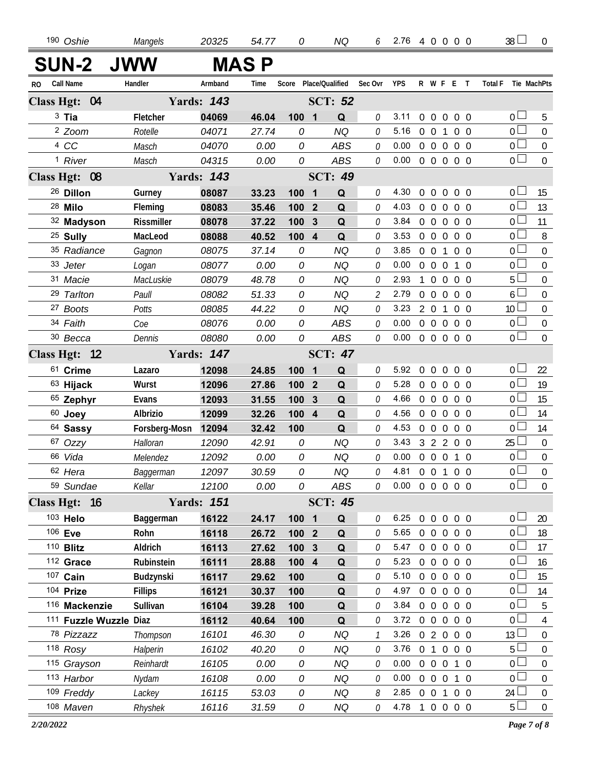| RO | Call Name | Handler | Armband | Time | Score | Place/Qualified | | Sec Ovr | YPS | R | W | F | E | T | Total F | Tie | MachPts |
|---|---|---|---|---|---|---|---|---|---|---|---|---|---|---|---|---|---|
| 190 | Oshie | Mangels | 20325 | 54.77 | 0 | | NQ | 6 | 2.76 | 4 | 0 | 0 | 0 | 0 | 38 | | 0 |

# SUN-2 JWW MAS P

| RO | Call Name | Handler | Armband | Time | Score | Place/Qualified | | Sec Ovr | YPS | R | W | F | E | T | Total F | Tie | MachPts |
|---|---|---|---|---|---|---|---|---|---|---|---|---|---|---|---|---|---|
| **Class Hgt: 04** | | **Yards: 143** | | | | **SCT: 52** | | | | | | | | | | | |
| 3 | **Tia** | **Fletcher** | **04069** | **46.04** | **100** | **1** | **Q** | 0 | 3.11 | 0 | 0 | 0 | 0 | 0 | 0 | | 5 |
| 2 | Zoom | Rotelle | 04071 | 27.74 | 0 | | NQ | 0 | 5.16 | 0 | 0 | 1 | 0 | 0 | 0 | | 0 |
| 4 | CC | Masch | 04070 | 0.00 | 0 | | ABS | 0 | 0.00 | 0 | 0 | 0 | 0 | 0 | 0 | | 0 |
| 1 | River | Masch | 04315 | 0.00 | 0 | | ABS | 0 | 0.00 | 0 | 0 | 0 | 0 | 0 | 0 | | 0 |
| **Class Hgt: 08** | | **Yards: 143** | | | | **SCT: 49** | | | | | | | | | | | |
| 26 | **Dillon** | **Gurney** | **08087** | **33.23** | **100** | **1** | **Q** | 0 | 4.30 | 0 | 0 | 0 | 0 | 0 | 0 | | 15 |
| 28 | **Milo** | **Fleming** | **08083** | **35.46** | **100** | **2** | **Q** | 0 | 4.03 | 0 | 0 | 0 | 0 | 0 | 0 | | 13 |
| 32 | **Madyson** | **Rissmiller** | **08078** | **37.22** | **100** | **3** | **Q** | 0 | 3.84 | 0 | 0 | 0 | 0 | 0 | 0 | | 11 |
| 25 | **Sully** | **MacLeod** | **08088** | **40.52** | **100** | **4** | **Q** | 0 | 3.53 | 0 | 0 | 0 | 0 | 0 | 0 | | 8 |
| 35 | Radiance | Gagnon | 08075 | 37.14 | 0 | | NQ | 0 | 3.85 | 0 | 0 | 1 | 0 | 0 | 0 | | 0 |
| 33 | Jeter | Logan | 08077 | 0.00 | 0 | | NQ | 0 | 0.00 | 0 | 0 | 0 | 1 | 0 | 0 | | 0 |
| 31 | Macie | MacLuskie | 08079 | 48.78 | 0 | | NQ | 0 | 2.93 | 1 | 0 | 0 | 0 | 0 | 5 | | 0 |
| 29 | Tarlton | Paull | 08082 | 51.33 | 0 | | NQ | 2 | 2.79 | 0 | 0 | 0 | 0 | 0 | 6 | | 0 |
| 27 | Boots | Potts | 08085 | 44.22 | 0 | | NQ | 0 | 3.23 | 2 | 0 | 1 | 0 | 0 | 10 | | 0 |
| 34 | Faith | Coe | 08076 | 0.00 | 0 | | ABS | 0 | 0.00 | 0 | 0 | 0 | 0 | 0 | 0 | | 0 |
| 30 | Becca | Dennis | 08080 | 0.00 | 0 | | ABS | 0 | 0.00 | 0 | 0 | 0 | 0 | 0 | 0 | | 0 |
| **Class Hgt: 12** | | **Yards: 147** | | | | **SCT: 47** | | | | | | | | | | | |
| 61 | **Crime** | **Lazaro** | **12098** | **24.85** | **100** | **1** | **Q** | 0 | 5.92 | 0 | 0 | 0 | 0 | 0 | 0 | | 22 |
| 63 | **Hijack** | **Wurst** | **12096** | **27.86** | **100** | **2** | **Q** | 0 | 5.28 | 0 | 0 | 0 | 0 | 0 | 0 | | 19 |
| 65 | **Zephyr** | **Evans** | **12093** | **31.55** | **100** | **3** | **Q** | 0 | 4.66 | 0 | 0 | 0 | 0 | 0 | 0 | | 15 |
| 60 | **Joey** | **Albrizio** | **12099** | **32.26** | **100** | **4** | **Q** | 0 | 4.56 | 0 | 0 | 0 | 0 | 0 | 0 | | 14 |
| 64 | **Sassy** | **Forsberg-Mosn** | **12094** | **32.42** | **100** | | **Q** | 0 | 4.53 | 0 | 0 | 0 | 0 | 0 | 0 | | 14 |
| 67 | Ozzy | Halloran | 12090 | 42.91 | 0 | | NQ | 0 | 3.43 | 3 | 2 | 2 | 0 | 0 | 25 | | 0 |
| 66 | Vida | Melendez | 12092 | 0.00 | 0 | | NQ | 0 | 0.00 | 0 | 0 | 0 | 1 | 0 | 0 | | 0 |
| 62 | Hera | Baggerman | 12097 | 30.59 | 0 | | NQ | 0 | 4.81 | 0 | 0 | 1 | 0 | 0 | 0 | | 0 |
| 59 | Sundae | Kellar | 12100 | 0.00 | 0 | | ABS | 0 | 0.00 | 0 | 0 | 0 | 0 | 0 | 0 | | 0 |
| **Class Hgt: 16** | | **Yards: 151** | | | | **SCT: 45** | | | | | | | | | | | |
| 103 | **Helo** | **Baggerman** | **16122** | **24.17** | **100** | **1** | **Q** | 0 | 6.25 | 0 | 0 | 0 | 0 | 0 | 0 | | 20 |
| 106 | **Eve** | **Rohn** | **16118** | **26.72** | **100** | **2** | **Q** | 0 | 5.65 | 0 | 0 | 0 | 0 | 0 | 0 | | 18 |
| 110 | **Blitz** | **Aldrich** | **16113** | **27.62** | **100** | **3** | **Q** | 0 | 5.47 | 0 | 0 | 0 | 0 | 0 | 0 | | 17 |
| 112 | **Grace** | **Rubinstein** | **16111** | **28.88** | **100** | **4** | **Q** | 0 | 5.23 | 0 | 0 | 0 | 0 | 0 | 0 | | 16 |
| 107 | **Cain** | **Budzynski** | **16117** | **29.62** | **100** | | **Q** | 0 | 5.10 | 0 | 0 | 0 | 0 | 0 | 0 | | 15 |
| 104 | **Prize** | **Fillips** | **16121** | **30.37** | **100** | | **Q** | 0 | 4.97 | 0 | 0 | 0 | 0 | 0 | 0 | | 14 |
| 116 | **Mackenzie** | **Sullivan** | **16104** | **39.28** | **100** | | **Q** | 0 | 3.84 | 0 | 0 | 0 | 0 | 0 | 0 | | 5 |
| 111 | **Fuzzle Wuzzle** | **Diaz** | **16112** | **40.64** | **100** | | **Q** | 0 | 3.72 | 0 | 0 | 0 | 0 | 0 | 0 | | 4 |
| 78 | Pizzazz | Thompson | 16101 | 46.30 | 0 | | NQ | 1 | 3.26 | 0 | 2 | 0 | 0 | 0 | 13 | | 0 |
| 118 | Rosy | Halperin | 16102 | 40.20 | 0 | | NQ | 0 | 3.76 | 0 | 1 | 0 | 0 | 0 | 5 | | 0 |
| 115 | Grayson | Reinhardt | 16105 | 0.00 | 0 | | NQ | 0 | 0.00 | 0 | 0 | 0 | 1 | 0 | 0 | | 0 |
| 113 | Harbor | Nydam | 16108 | 0.00 | 0 | | NQ | 0 | 0.00 | 0 | 0 | 0 | 1 | 0 | 0 | | 0 |
| 109 | Freddy | Lackey | 16115 | 53.03 | 0 | | NQ | 8 | 2.85 | 0 | 0 | 1 | 0 | 0 | 24 | | 0 |
| 108 | Maven | Rhyshek | 16116 | 31.59 | 0 | | NQ | 0 | 4.78 | 1 | 0 | 0 | 0 | 0 | 5 | | 0 |

*2/20/2022*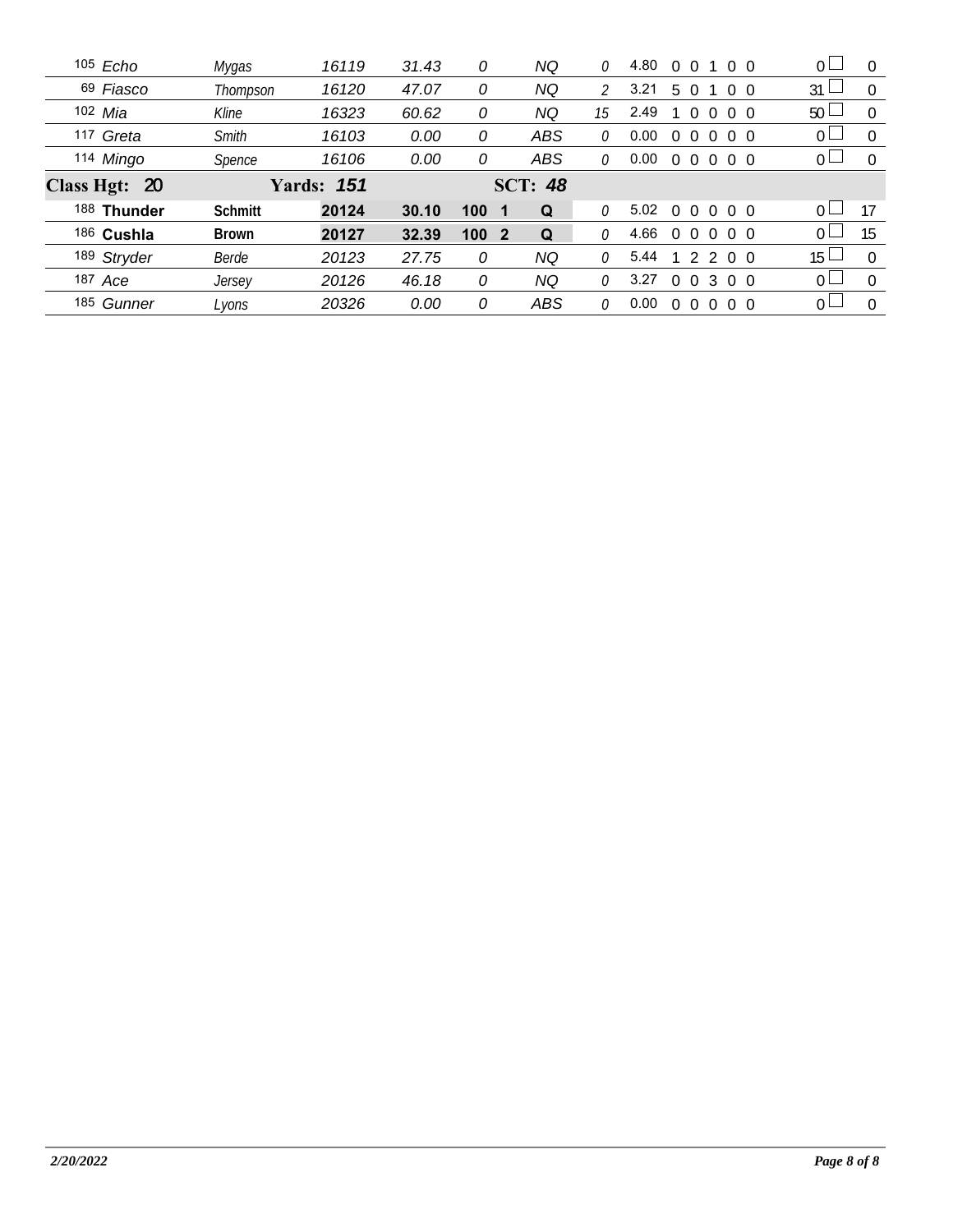| | | | | | | | | | | | | |
|---|---|---|---|---|---|---|---|---|---|---|---|---|
| 105 *Echo* | *Mygas* | *16119* | *31.43* | *0* | | *NQ* | *0* | 4.80 | 0 0 1 0 0 | 0 | ☐ | 0 |
| 69 *Fiasco* | *Thompson* | *16120* | *47.07* | *0* | | *NQ* | *2* | 3.21 | 5 0 1 0 0 | 31 | ☐ | 0 |
| 102 *Mia* | *Kline* | *16323* | *60.62* | *0* | | *NQ* | *15* | 2.49 | 1 0 0 0 0 | 50 | ☐ | 0 |
| 117 *Greta* | *Smith* | *16103* | *0.00* | *0* | | *ABS* | *0* | 0.00 | 0 0 0 0 0 | 0 | ☐ | 0 |
| 114 *Mingo* | *Spence* | *16106* | *0.00* | *0* | | *ABS* | *0* | 0.00 | 0 0 0 0 0 | 0 | ☐ | 0 |
| **Class Hgt: 20** | | **Yards: *151*** | | | | **SCT: *48*** | | | | | | |
| 188 **Thunder** | **Schmitt** | **20124** | **30.10** | **100** | **1** | **Q** | *0* | 5.02 | 0 0 0 0 0 | 0 | ☐ | 17 |
| 186 **Cushla** | **Brown** | **20127** | **32.39** | **100** | **2** | **Q** | *0* | 4.66 | 0 0 0 0 0 | 0 | ☐ | 15 |
| 189 *Stryder* | *Berde* | *20123* | *27.75* | *0* | | *NQ* | *0* | 5.44 | 1 2 2 0 0 | 15 | ☐ | 0 |
| 187 *Ace* | *Jersey* | *20126* | *46.18* | *0* | | *NQ* | *0* | 3.27 | 0 0 3 0 0 | 0 | ☐ | 0 |
| 185 *Gunner* | *Lyons* | *20326* | *0.00* | *0* | | *ABS* | *0* | 0.00 | 0 0 0 0 0 | 0 | ☐ | 0 |

*2/20/2022*